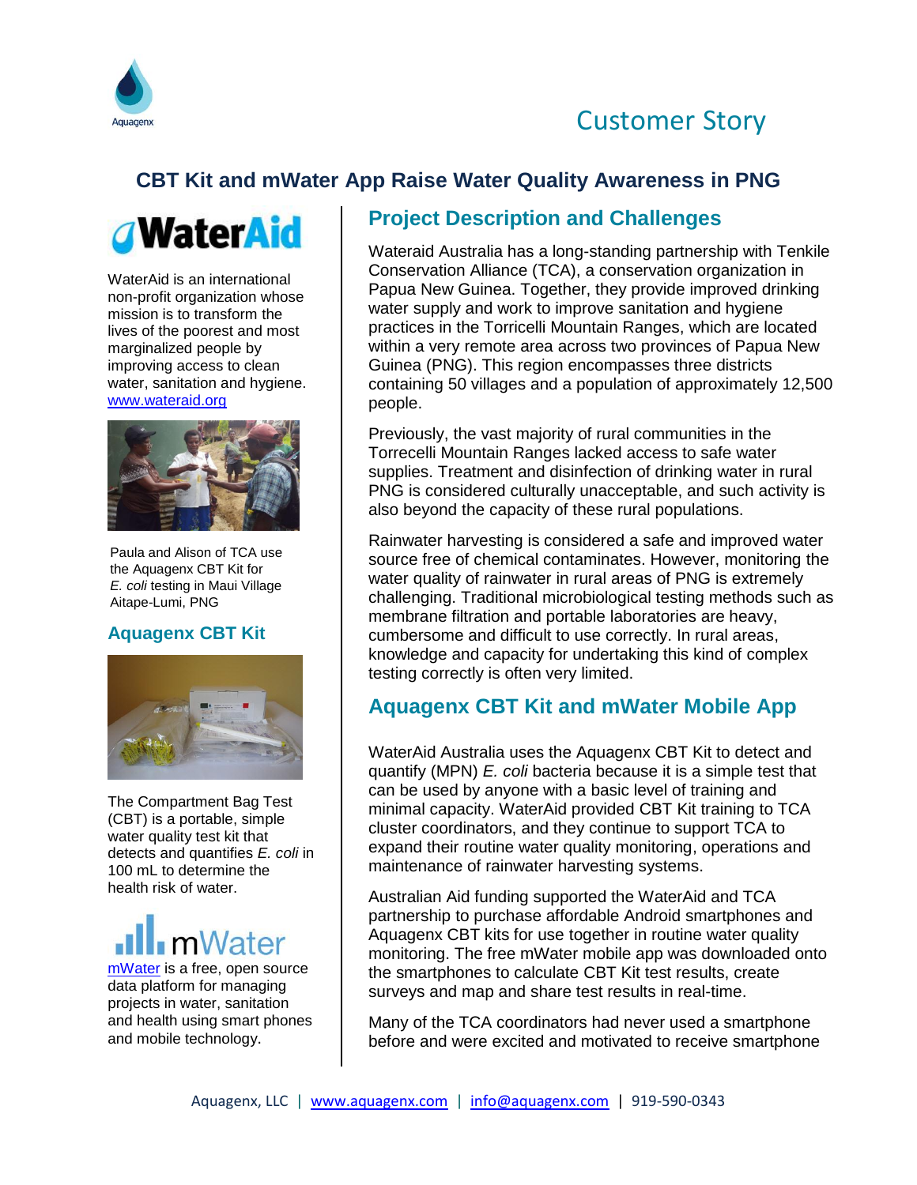Customer Story

# CBT Kit and mWater App Raise Water Quality Awareness in PNG

WaterAid is an international non-profit organization whose mission is to transform the lives of the poorest and most marginalized people by improving access to clean water, sanitation and hygiene. [www.wateraid.org](http://www.wateraid.org)

Paula and Alison of TCA use the Aquagenx CBT Kit for *E. coli* testing in Maui Village Aitape-Lumi, PNG

### Aquagenx CBT Kit

The Compartment Bag Test (CBT) is a portable, simple water quality test kit that detects and quantifies *E. coli* in 100 mL to determine the health risk of water.

mWater

[mWater](#) is a free, open source data platform for managing projects in water, sanitation and health using smart phones and mobile technology.

## Project Description and Challenges

Wateraid Australia has a long-standing partnership with Tenkile Conservation Alliance (TCA), a conservation organization in Papua New Guinea. Together, they provide improved drinking water supply and work to improve sanitation and hygiene practices in the Torricelli Mountain Ranges, which are located within a very remote area across two provinces of Papua New Guinea (PNG). This region encompasses three districts containing 50 villages and a population of approximately 12,500 people.

Previously, the vast majority of rural communities in the Torrecelli Mountain Ranges lacked access to safe water supplies. Treatment and disinfection of drinking water in rural PNG is considered culturally unacceptable, and such activity is also beyond the capacity of these rural populations.

Rainwater harvesting is considered a safe and improved water source free of chemical contaminates. However, monitoring the water quality of rainwater in rural areas of PNG is extremely challenging. Traditional microbiological testing methods such as membrane filtration and portable laboratories are heavy, cumbersome and difficult to use correctly. In rural areas, knowledge and capacity for undertaking this kind of complex testing correctly is often very limited.

## Aquagenx CBT Kit and mWater Mobile App

WaterAid Australia uses the Aquagenx CBT Kit to detect and quantify (MPN) *E. coli* bacteria because it is a simple test that can be used by anyone with a basic level of training and minimal capacity. WaterAid provided CBT Kit training to TCA cluster coordinators, and they continue to support TCA to expand their routine water quality monitoring, operations and maintenance of rainwater harvesting systems.

Australian Aid funding supported the WaterAid and TCA partnership to purchase affordable Android smartphones and Aquagenx CBT kits for use together in routine water quality monitoring. The free mWater mobile app was downloaded onto the smartphones to calculate CBT Kit test results, create surveys and map and share test results in real-time.

Many of the TCA coordinators had never used a smartphone before and were excited and motivated to receive smartphone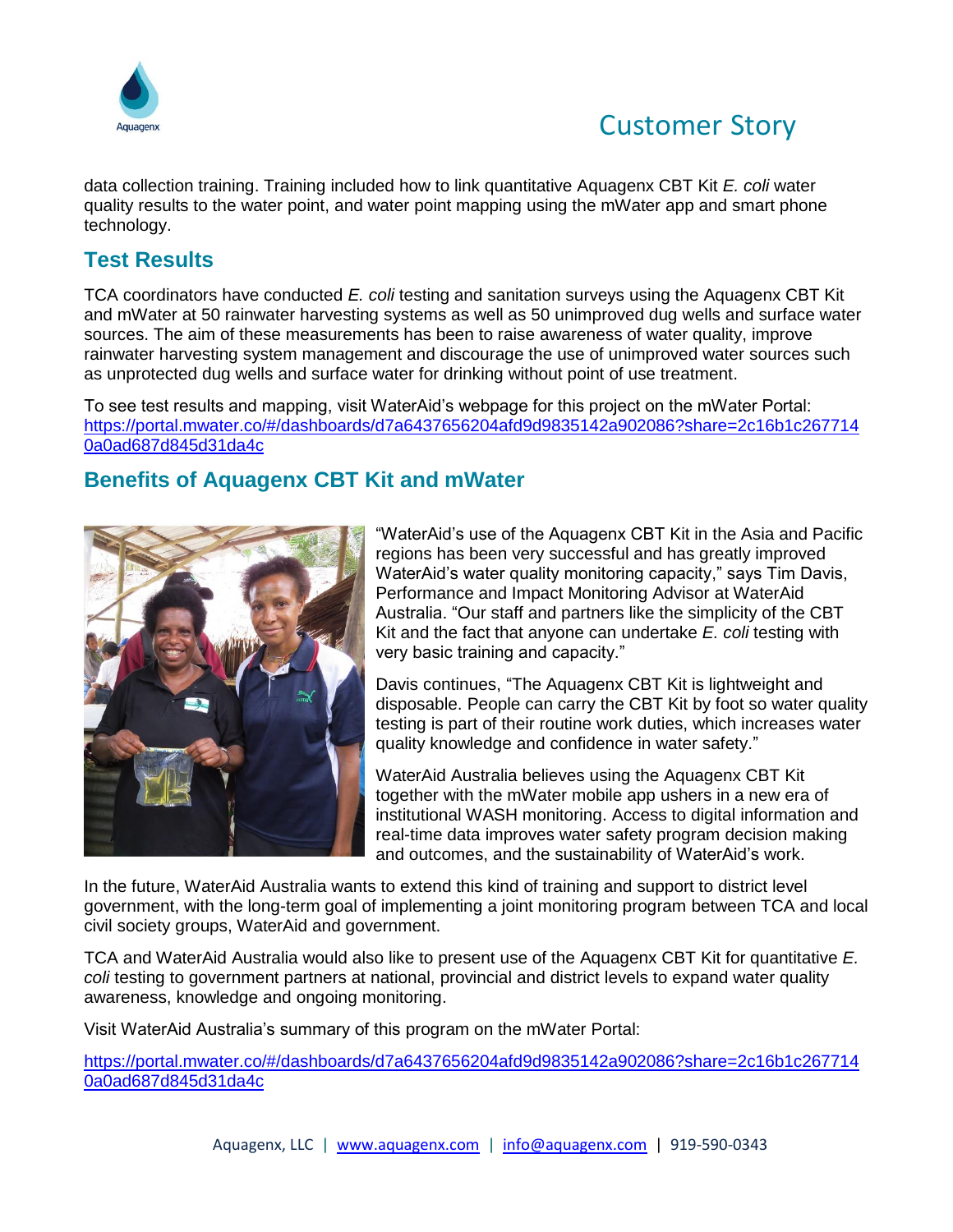data collection training. Training included how to link quantitative Aquagenx CBT Kit *E. coli* water quality results to the water point, and water point mapping using the mWater app and smart phone technology.

## Test Results

TCA coordinators have conducted *E. coli* testing and sanitation surveys using the Aquagenx CBT Kit and mWater at 50 rainwater harvesting systems as well as 50 unimproved dug wells and surface water sources. The aim of these measurements has been to raise awareness of water quality, improve rainwater harvesting system management and discourage the use of unimproved water sources such as unprotected dug wells and surface water for drinking without point of use treatment.

To see test results and mapping, visit WaterAid's webpage for this project on the mWater Portal: https://portal.mwater.co/#/dashboards/d7a6437656204afd9d9835142a902086?share=2c16b1c2677140a0ad687d845d31da4c

## Benefits of Aquagenx CBT Kit and mWater

"WaterAid's use of the Aquagenx CBT Kit in the Asia and Pacific regions has been very successful and has greatly improved WaterAid's water quality monitoring capacity," says Tim Davis, Performance and Impact Monitoring Advisor at WaterAid Australia. "Our staff and partners like the simplicity of the CBT Kit and the fact that anyone can undertake *E. coli* testing with very basic training and capacity."

Davis continues, "The Aquagenx CBT Kit is lightweight and disposable. People can carry the CBT Kit by foot so water quality testing is part of their routine work duties, which increases water quality knowledge and confidence in water safety."

WaterAid Australia believes using the Aquagenx CBT Kit together with the mWater mobile app ushers in a new era of institutional WASH monitoring. Access to digital information and real-time data improves water safety program decision making and outcomes, and the sustainability of WaterAid's work.

In the future, WaterAid Australia wants to extend this kind of training and support to district level government, with the long-term goal of implementing a joint monitoring program between TCA and local civil society groups, WaterAid and government.

TCA and WaterAid Australia would also like to present use of the Aquagenx CBT Kit for quantitative *E. coli* testing to government partners at national, provincial and district levels to expand water quality awareness, knowledge and ongoing monitoring.

Visit WaterAid Australia's summary of this program on the mWater Portal:

https://portal.mwater.co/#/dashboards/d7a6437656204afd9d9835142a902086?share=2c16b1c2677140a0ad687d845d31da4c